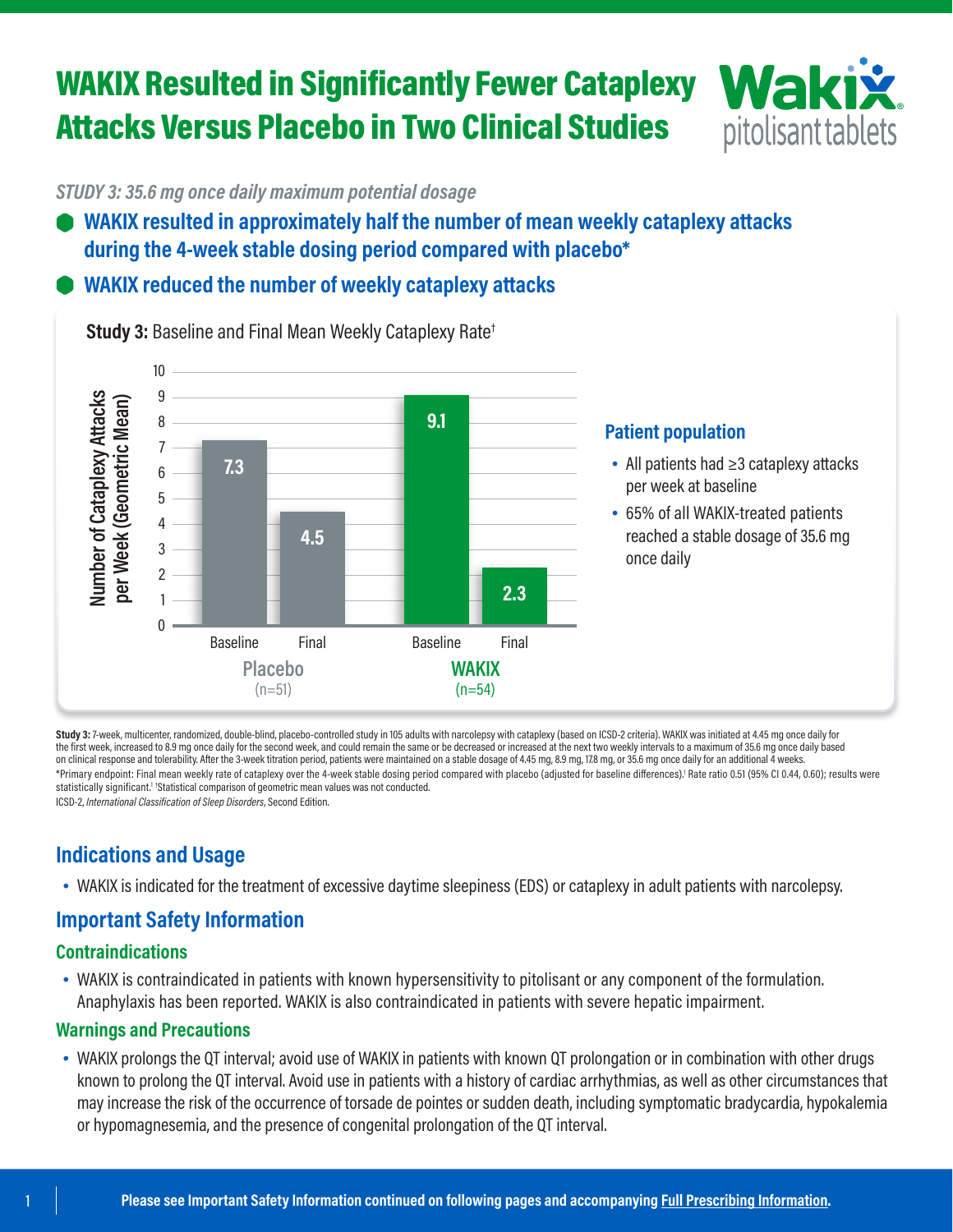# WAKIX Resulted in Significantly Fewer Cataplexy Attacks Versus Placebo in Two Clinical Studies

Wakix® pitolisant tablets

*STUDY 3: 35.6 mg once daily maximum potential dosage*

- **WAKIX resulted in approximately half the number of mean weekly cataplexy attacks during the 4-week stable dosing period compared with placebo***
- **WAKIX reduced the number of weekly cataplexy attacks**

**Study 3:** Baseline and Final Mean Weekly Cataplexy Rate†

Number of Cataplexy Attacks per Week (Geometric Mean)

| | Baseline | Final |
|---|---|---|
| Placebo (n=51) | 7.3 | 4.5 |
| WAKIX (n=54) | 9.1 | 2.3 |

### Patient population

- All patients had ≥3 cataplexy attacks per week at baseline
- 65% of all WAKIX-treated patients reached a stable dosage of 35.6 mg once daily

**Study 3:** 7-week, multicenter, randomized, double-blind, placebo-controlled study in 105 adults with narcolepsy with cataplexy (based on ICSD-2 criteria). WAKIX was initiated at 4.45 mg once daily for the first week, increased to 8.9 mg once daily for the second week, and could remain the same or be decreased or increased at the next two weekly intervals to a maximum of 35.6 mg once daily based on clinical response and tolerability. After the 3-week titration period, patients were maintained on a stable dosage of 4.45 mg, 8.9 mg, 17.8 mg, or 35.6 mg once daily for an additional 4 weeks.

*Primary endpoint: Final mean weekly rate of cataplexy over the 4-week stable dosing period compared with placebo (adjusted for baseline differences).[1] Rate ratio 0.51 (95% CI 0.44, 0.60); results were statistically significant.[1] †Statistical comparison of geometric mean values was not conducted.

ICSD-2, *International Classification of Sleep Disorders*, Second Edition.

## Indications and Usage

- WAKIX is indicated for the treatment of excessive daytime sleepiness (EDS) or cataplexy in adult patients with narcolepsy.

## Important Safety Information

### Contraindications

- WAKIX is contraindicated in patients with known hypersensitivity to pitolisant or any component of the formulation. Anaphylaxis has been reported. WAKIX is also contraindicated in patients with severe hepatic impairment.

### Warnings and Precautions

- WAKIX prolongs the QT interval; avoid use of WAKIX in patients with known QT prolongation or in combination with other drugs known to prolong the QT interval. Avoid use in patients with a history of cardiac arrhythmias, as well as other circumstances that may increase the risk of the occurrence of torsade de pointes or sudden death, including symptomatic bradycardia, hypokalemia or hypomagnesemia, and the presence of congenital prolongation of the QT interval.

**Please see Important Safety Information continued on following pages and accompanying Full Prescribing Information.**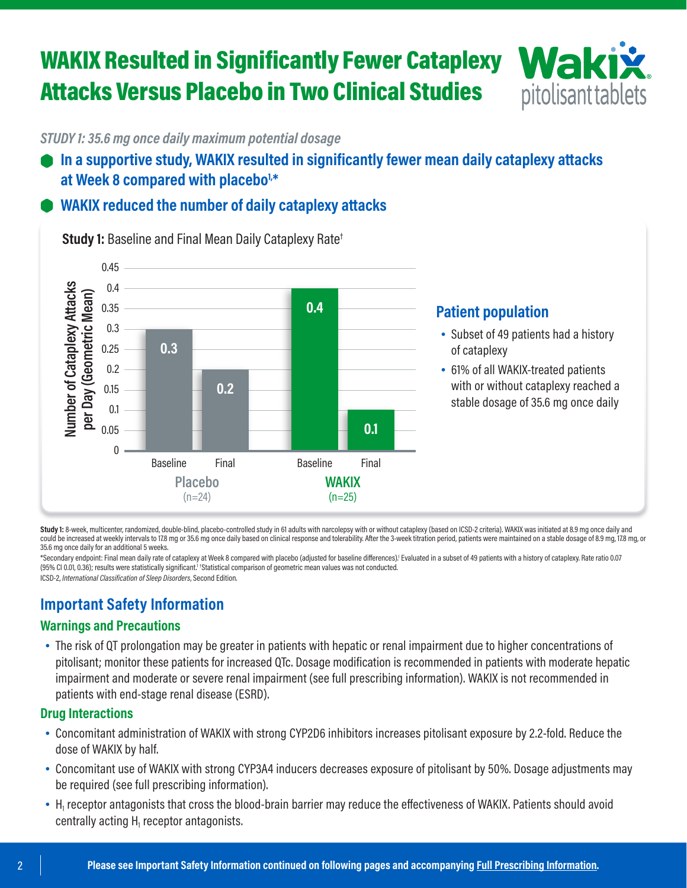# WAKIX Resulted in Significantly Fewer Cataplexy Attacks Versus Placebo in Two Clinical Studies

Wakix® pitolisant tablets

*STUDY 1: 35.6 mg once daily maximum potential dosage*

- **In a supportive study, WAKIX resulted in significantly fewer mean daily cataplexy attacks at Week 8 compared with placebo[1,*]**
- **WAKIX reduced the number of daily cataplexy attacks**

**Study 1:** Baseline and Final Mean Daily Cataplexy Rate[†]

Number of Cataplexy Attacks per Day (Geometric Mean)

| | Baseline | Final |
|---|---|---|
| Placebo (n=24) | 0.3 | 0.2 |
| WAKIX (n=25) | 0.4 | 0.1 |

## Patient population

- Subset of 49 patients had a history of cataplexy
- 61% of all WAKIX-treated patients with or without cataplexy reached a stable dosage of 35.6 mg once daily

**Study 1:** 8-week, multicenter, randomized, double-blind, placebo-controlled study in 61 adults with narcolepsy with or without cataplexy (based on ICSD-2 criteria). WAKIX was initiated at 8.9 mg once daily and could be increased at weekly intervals to 17.8 mg or 35.6 mg once daily based on clinical response and tolerability. After the 3-week titration period, patients were maintained on a stable dosage of 8.9 mg, 17.8 mg, or 35.6 mg once daily for an additional 5 weeks.

*Secondary endpoint: Final mean daily rate of cataplexy at Week 8 compared with placebo (adjusted for baseline differences).[1] Evaluated in a subset of 49 patients with a history of cataplexy. Rate ratio 0.07 (95% CI 0.01, 0.36); results were statistically significant.[1] †Statistical comparison of geometric mean values was not conducted.

ICSD-2, *International Classification of Sleep Disorders*, Second Edition.

## Important Safety Information

### Warnings and Precautions

- The risk of QT prolongation may be greater in patients with hepatic or renal impairment due to higher concentrations of pitolisant; monitor these patients for increased QTc. Dosage modification is recommended in patients with moderate hepatic impairment and moderate or severe renal impairment (see full prescribing information). WAKIX is not recommended in patients with end-stage renal disease (ESRD).

### Drug Interactions

- Concomitant administration of WAKIX with strong CYP2D6 inhibitors increases pitolisant exposure by 2.2-fold. Reduce the dose of WAKIX by half.
- Concomitant use of WAKIX with strong CYP3A4 inducers decreases exposure of pitolisant by 50%. Dosage adjustments may be required (see full prescribing information).
- $H_1$ receptor antagonists that cross the blood-brain barrier may reduce the effectiveness of WAKIX. Patients should avoid centrally acting $H_1$ receptor antagonists.

**Please see Important Safety Information continued on following pages and accompanying Full Prescribing Information.**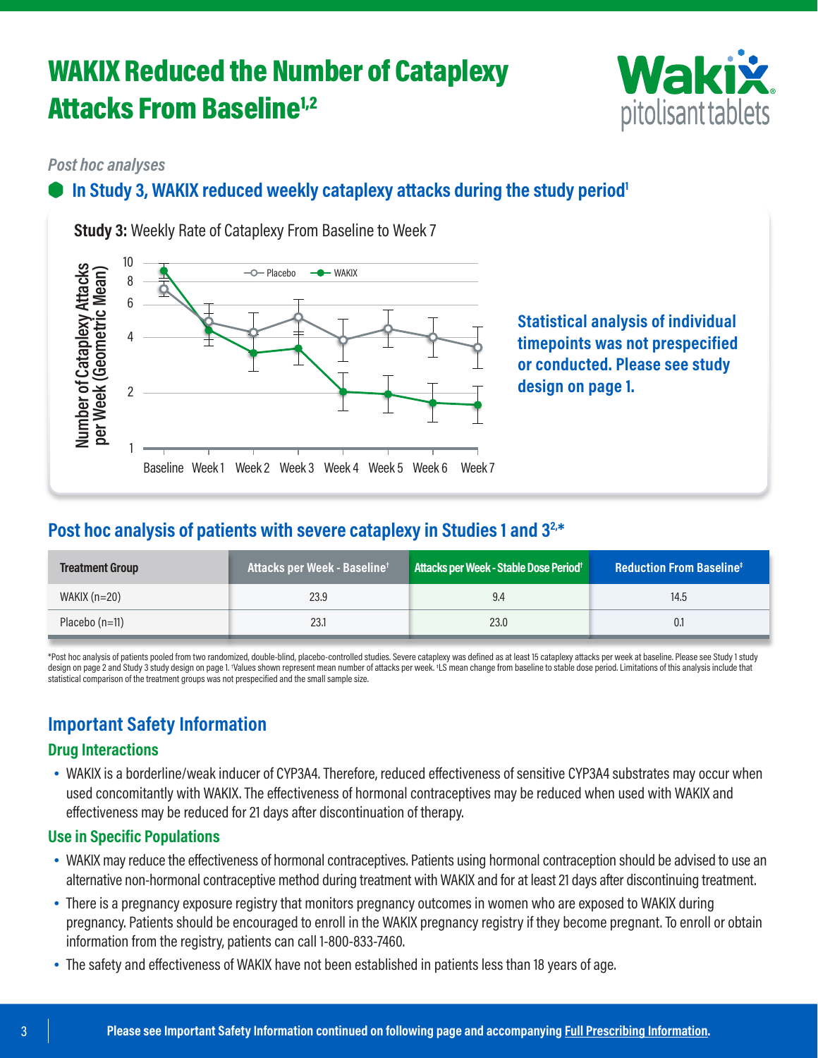# WAKIX Reduced the Number of Cataplexy Attacks From Baseline[1,2]

*Post hoc analyses*

## In Study 3, WAKIX reduced weekly cataplexy attacks during the study period[1]

**Study 3:** Weekly Rate of Cataplexy From Baseline to Week 7

Statistical analysis of individual timepoints was not prespecified or conducted. Please see study design on page 1.

## Post hoc analysis of patients with severe cataplexy in Studies 1 and 3[2,*]

| Treatment Group | Attacks per Week - Baseline† | Attacks per Week - Stable Dose Period† | Reduction From Baseline‡ |
|---|---|---|---|
| WAKIX (n=20) | 23.9 | 9.4 | 14.5 |
| Placebo (n=11) | 23.1 | 23.0 | 0.1 |

*Post hoc analysis of patients pooled from two randomized, double-blind, placebo-controlled studies. Severe cataplexy was defined as at least 15 cataplexy attacks per week at baseline. Please see Study 1 study design on page 2 and Study 3 study design on page 1. †Values shown represent mean number of attacks per week. ‡LS mean change from baseline to stable dose period. Limitations of this analysis include that statistical comparison of the treatment groups was not prespecified and the small sample size.

## Important Safety Information

### Drug Interactions

- WAKIX is a borderline/weak inducer of CYP3A4. Therefore, reduced effectiveness of sensitive CYP3A4 substrates may occur when used concomitantly with WAKIX. The effectiveness of hormonal contraceptives may be reduced when used with WAKIX and effectiveness may be reduced for 21 days after discontinuation of therapy.

### Use in Specific Populations

- WAKIX may reduce the effectiveness of hormonal contraceptives. Patients using hormonal contraception should be advised to use an alternative non-hormonal contraceptive method during treatment with WAKIX and for at least 21 days after discontinuing treatment.
- There is a pregnancy exposure registry that monitors pregnancy outcomes in women who are exposed to WAKIX during pregnancy. Patients should be encouraged to enroll in the WAKIX pregnancy registry if they become pregnant. To enroll or obtain information from the registry, patients can call 1-800-833-7460.
- The safety and effectiveness of WAKIX have not been established in patients less than 18 years of age.

**Please see Important Safety Information continued on following page and accompanying Full Prescribing Information.**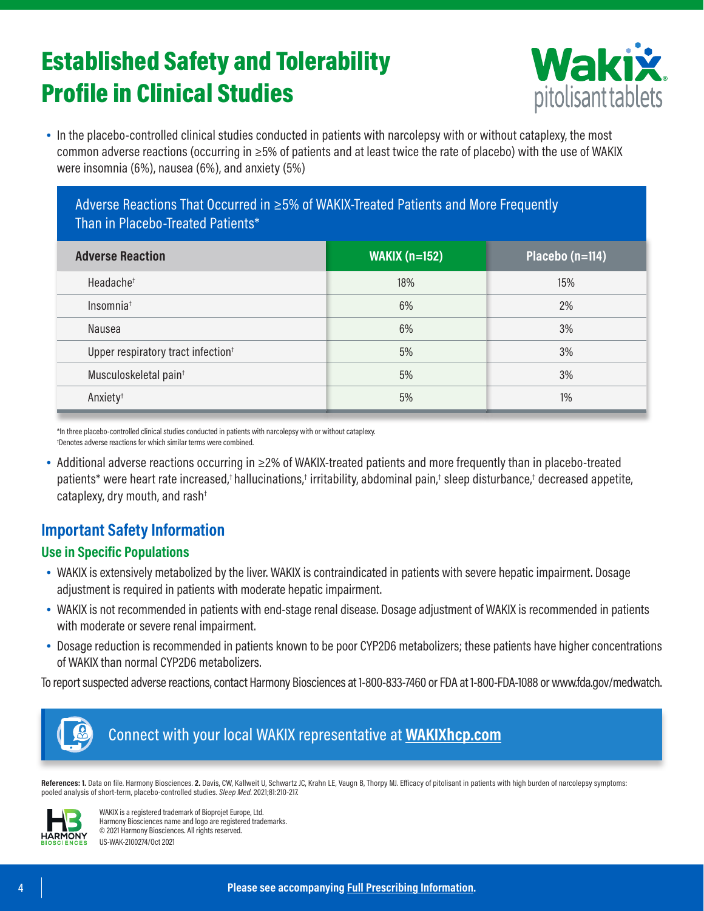# Established Safety and Tolerability Profile in Clinical Studies

**Wakix** pitolisant tablets

- In the placebo-controlled clinical studies conducted in patients with narcolepsy with or without cataplexy, the most common adverse reactions (occurring in ≥5% of patients and at least twice the rate of placebo) with the use of WAKIX were insomnia (6%), nausea (6%), and anxiety (5%)

Adverse Reactions That Occurred in ≥5% of WAKIX-Treated Patients and More Frequently Than in Placebo-Treated Patients*

| Adverse Reaction | WAKIX (n=152) | Placebo (n=114) |
|---|---|---|
| Headache† | 18% | 15% |
| Insomnia† | 6% | 2% |
| Nausea | 6% | 3% |
| Upper respiratory tract infection† | 5% | 3% |
| Musculoskeletal pain† | 5% | 3% |
| Anxiety† | 5% | 1% |

*In three placebo-controlled clinical studies conducted in patients with narcolepsy with or without cataplexy.
†Denotes adverse reactions for which similar terms were combined.

- Additional adverse reactions occurring in ≥2% of WAKIX-treated patients and more frequently than in placebo-treated patients* were heart rate increased,† hallucinations,† irritability, abdominal pain,† sleep disturbance,† decreased appetite, cataplexy, dry mouth, and rash†

## Important Safety Information

### Use in Specific Populations

- WAKIX is extensively metabolized by the liver. WAKIX is contraindicated in patients with severe hepatic impairment. Dosage adjustment is required in patients with moderate hepatic impairment.
- WAKIX is not recommended in patients with end-stage renal disease. Dosage adjustment of WAKIX is recommended in patients with moderate or severe renal impairment.
- Dosage reduction is recommended in patients known to be poor CYP2D6 metabolizers; these patients have higher concentrations of WAKIX than normal CYP2D6 metabolizers.

To report suspected adverse reactions, contact Harmony Biosciences at 1-800-833-7460 or FDA at 1-800-FDA-1088 or www.fda.gov/medwatch.

Connect with your local WAKIX representative at **WAKIXhcp.com**

**References: 1.** Data on file. Harmony Biosciences. **2.** Davis, CW, Kallweit U, Schwartz JC, Krahn LE, Vaugn B, Thorpy MJ. Efficacy of pitolisant in patients with high burden of narcolepsy symptoms: pooled analysis of short-term, placebo-controlled studies. *Sleep Med.* 2021;81:210-217.

HARMONY BIOSCIENCES

WAKIX is a registered trademark of Bioprojet Europe, Ltd.
Harmony Biosciences name and logo are registered trademarks.
© 2021 Harmony Biosciences. All rights reserved.
US-WAK-2100274/Oct 2021

**Please see accompanying Full Prescribing Information.**